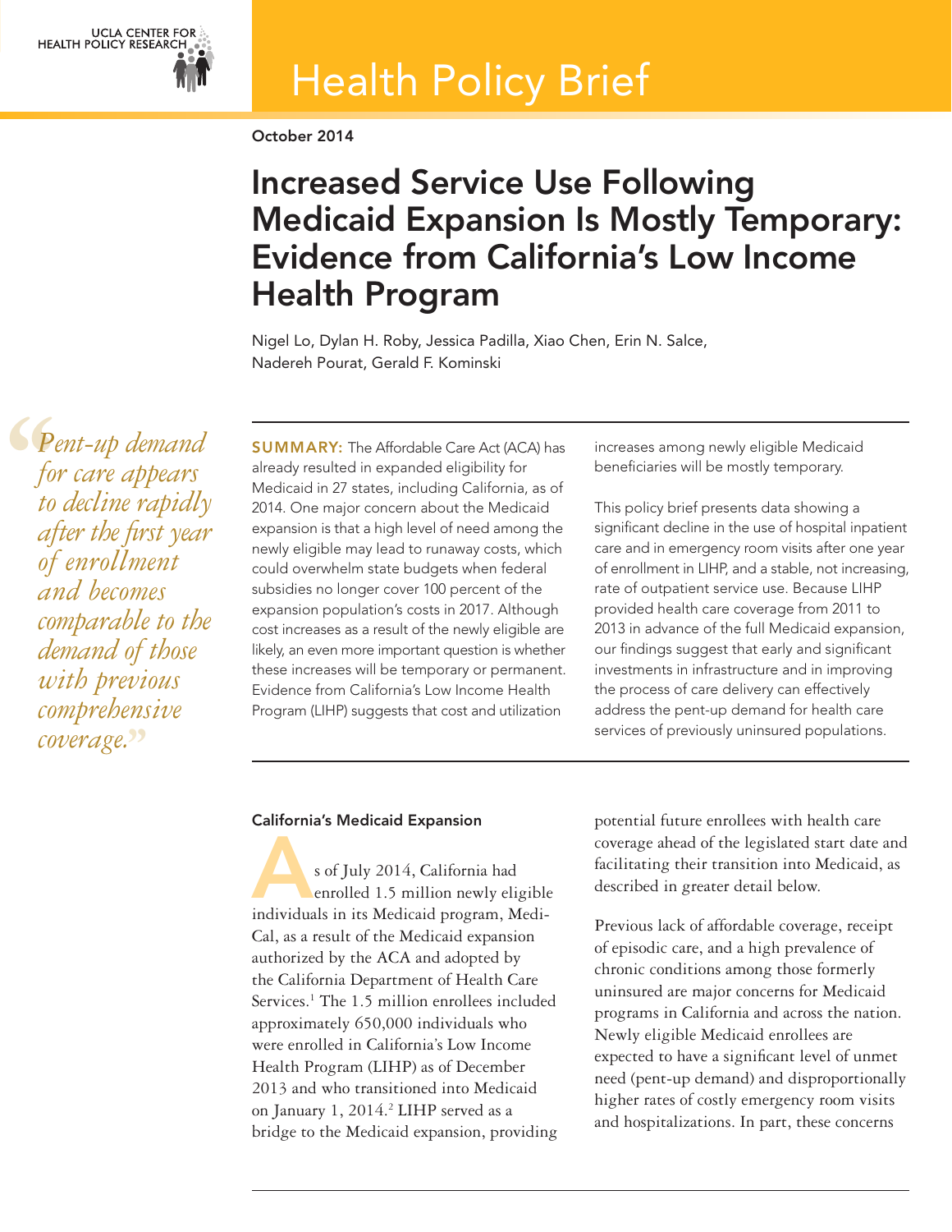UCLA CENTER FOR HEALTH POLICY RESEARCH

# Health Policy Brief

October 2014

## Increased Service Use Following Medicaid Expansion Is Mostly Temporary: Evidence from California's Low Income Health Program

Nigel Lo, Dylan H. Roby, Jessica Padilla, Xiao Chen, Erin N. Salce, Nadereh Pourat, Gerald F. Kominski

> *"Pent-up demand for care appears to decline rapidly after the first year of enrollment and becomes comparable to the demand of those with previous comprehensive coverage."*

**SUMMARY:** The Affordable Care Act (ACA) has already resulted in expanded eligibility for Medicaid in 27 states, including California, as of 2014. One major concern about the Medicaid expansion is that a high level of need among the newly eligible may lead to runaway costs, which could overwhelm state budgets when federal subsidies no longer cover 100 percent of the expansion population's costs in 2017. Although cost increases as a result of the newly eligible are likely, an even more important question is whether these increases will be temporary or permanent. Evidence from California's Low Income Health Program (LIHP) suggests that cost and utilization increases among newly eligible Medicaid beneficiaries will be mostly temporary.

This policy brief presents data showing a significant decline in the use of hospital inpatient care and in emergency room visits after one year of enrollment in LIHP, and a stable, not increasing, rate of outpatient service use. Because LIHP provided health care coverage from 2011 to 2013 in advance of the full Medicaid expansion, our findings suggest that early and significant investments in infrastructure and in improving the process of care delivery can effectively address the pent-up demand for health care services of previously uninsured populations.

### California's Medicaid Expansion

As of July 2014, California had enrolled 1.5 million newly eligible individuals in its Medicaid program, Medi-Cal, as a result of the Medicaid expansion authorized by the ACA and adopted by the California Department of Health Care Services.[1] The 1.5 million enrollees included approximately 650,000 individuals who were enrolled in California's Low Income Health Program (LIHP) as of December 2013 and who transitioned into Medicaid on January 1, 2014.[2] LIHP served as a bridge to the Medicaid expansion, providing potential future enrollees with health care coverage ahead of the legislated start date and facilitating their transition into Medicaid, as described in greater detail below.

Previous lack of affordable coverage, receipt of episodic care, and a high prevalence of chronic conditions among those formerly uninsured are major concerns for Medicaid programs in California and across the nation. Newly eligible Medicaid enrollees are expected to have a significant level of unmet need (pent-up demand) and disproportionally higher rates of costly emergency room visits and hospitalizations. In part, these concerns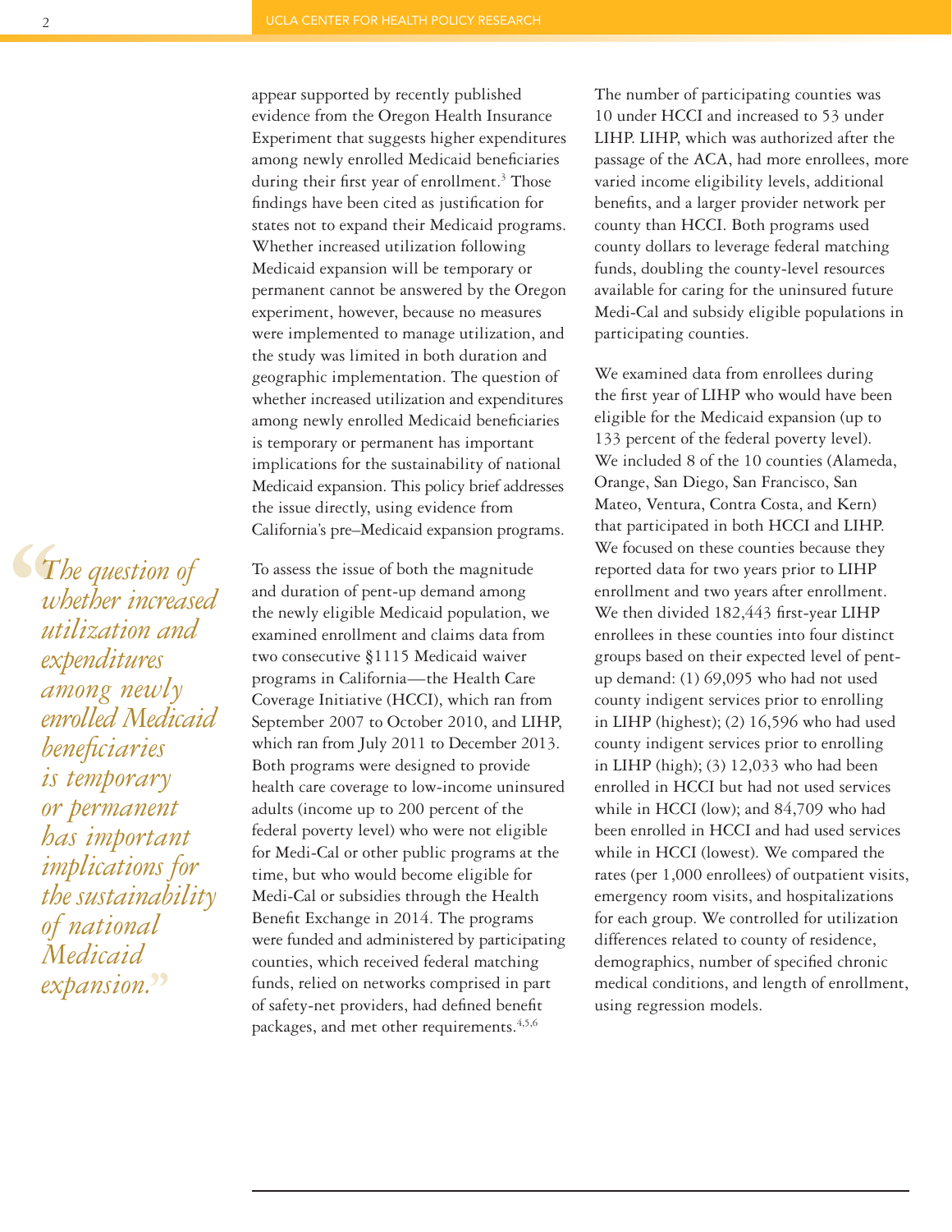appear supported by recently published evidence from the Oregon Health Insurance Experiment that suggests higher expenditures among newly enrolled Medicaid beneficiaries during their first year of enrollment.[3] Those findings have been cited as justification for states not to expand their Medicaid programs. Whether increased utilization following Medicaid expansion will be temporary or permanent cannot be answered by the Oregon experiment, however, because no measures were implemented to manage utilization, and the study was limited in both duration and geographic implementation. The question of whether increased utilization and expenditures among newly enrolled Medicaid beneficiaries is temporary or permanent has important implications for the sustainability of national Medicaid expansion. This policy brief addresses the issue directly, using evidence from California's pre–Medicaid expansion programs.

> *"The question of whether increased utilization and expenditures among newly enrolled Medicaid beneficiaries is temporary or permanent has important implications for the sustainability of national Medicaid expansion."*

To assess the issue of both the magnitude and duration of pent-up demand among the newly eligible Medicaid population, we examined enrollment and claims data from two consecutive §1115 Medicaid waiver programs in California—the Health Care Coverage Initiative (HCCI), which ran from September 2007 to October 2010, and LIHP, which ran from July 2011 to December 2013. Both programs were designed to provide health care coverage to low-income uninsured adults (income up to 200 percent of the federal poverty level) who were not eligible for Medi-Cal or other public programs at the time, but who would become eligible for Medi-Cal or subsidies through the Health Benefit Exchange in 2014. The programs were funded and administered by participating counties, which received federal matching funds, relied on networks comprised in part of safety-net providers, had defined benefit packages, and met other requirements.[4,5,6]

The number of participating counties was 10 under HCCI and increased to 53 under LIHP. LIHP, which was authorized after the passage of the ACA, had more enrollees, more varied income eligibility levels, additional benefits, and a larger provider network per county than HCCI. Both programs used county dollars to leverage federal matching funds, doubling the county-level resources available for caring for the uninsured future Medi-Cal and subsidy eligible populations in participating counties.

We examined data from enrollees during the first year of LIHP who would have been eligible for the Medicaid expansion (up to 133 percent of the federal poverty level). We included 8 of the 10 counties (Alameda, Orange, San Diego, San Francisco, San Mateo, Ventura, Contra Costa, and Kern) that participated in both HCCI and LIHP. We focused on these counties because they reported data for two years prior to LIHP enrollment and two years after enrollment. We then divided 182,443 first-year LIHP enrollees in these counties into four distinct groups based on their expected level of pent-up demand: (1) 69,095 who had not used county indigent services prior to enrolling in LIHP (highest); (2) 16,596 who had used county indigent services prior to enrolling in LIHP (high); (3) 12,033 who had been enrolled in HCCI but had not used services while in HCCI (low); and 84,709 who had been enrolled in HCCI and had used services while in HCCI (lowest). We compared the rates (per 1,000 enrollees) of outpatient visits, emergency room visits, and hospitalizations for each group. We controlled for utilization differences related to county of residence, demographics, number of specified chronic medical conditions, and length of enrollment, using regression models.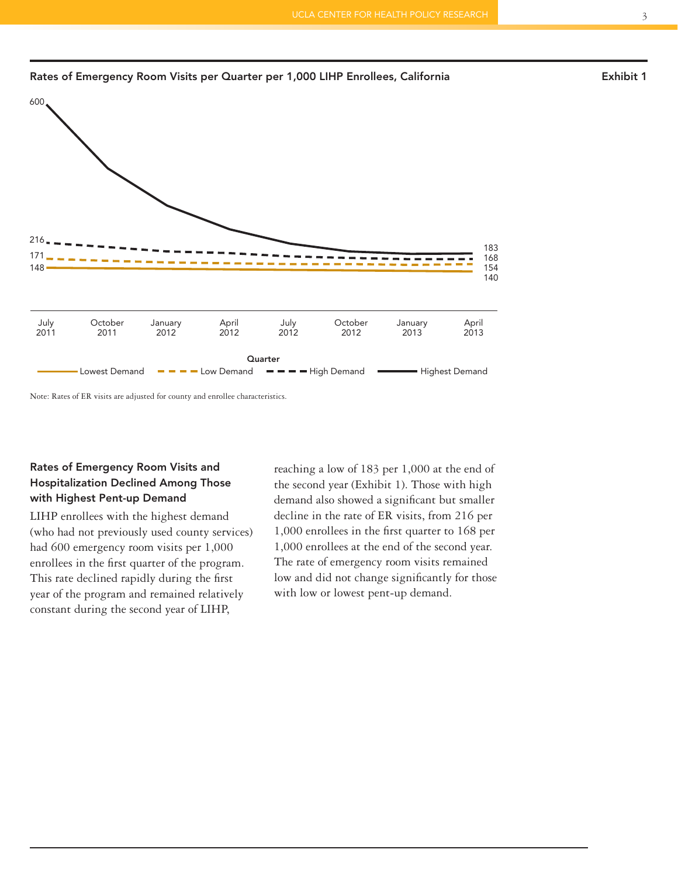**Rates of Emergency Room Visits per Quarter per 1,000 LIHP Enrollees, California** **Exhibit 1**

Quarter: July 2011, October 2011, January 2012, April 2012, July 2012, October 2012, January 2013, April 2013

| | July 2011 | April 2013 |
|---|---|---|
| Highest Demand | 600 | 183 |
| High Demand | 216 | 168 |
| Low Demand | 171 | 154 |
| Lowest Demand | 148 | 140 |

Note: Rates of ER visits are adjusted for county and enrollee characteristics.

### Rates of Emergency Room Visits and Hospitalization Declined Among Those with Highest Pent-up Demand

LIHP enrollees with the highest demand (who had not previously used county services) had 600 emergency room visits per 1,000 enrollees in the first quarter of the program. This rate declined rapidly during the first year of the program and remained relatively constant during the second year of LIHP, reaching a low of 183 per 1,000 at the end of the second year (Exhibit 1). Those with high demand also showed a significant but smaller decline in the rate of ER visits, from 216 per 1,000 enrollees in the first quarter to 168 per 1,000 enrollees at the end of the second year. The rate of emergency room visits remained low and did not change significantly for those with low or lowest pent-up demand.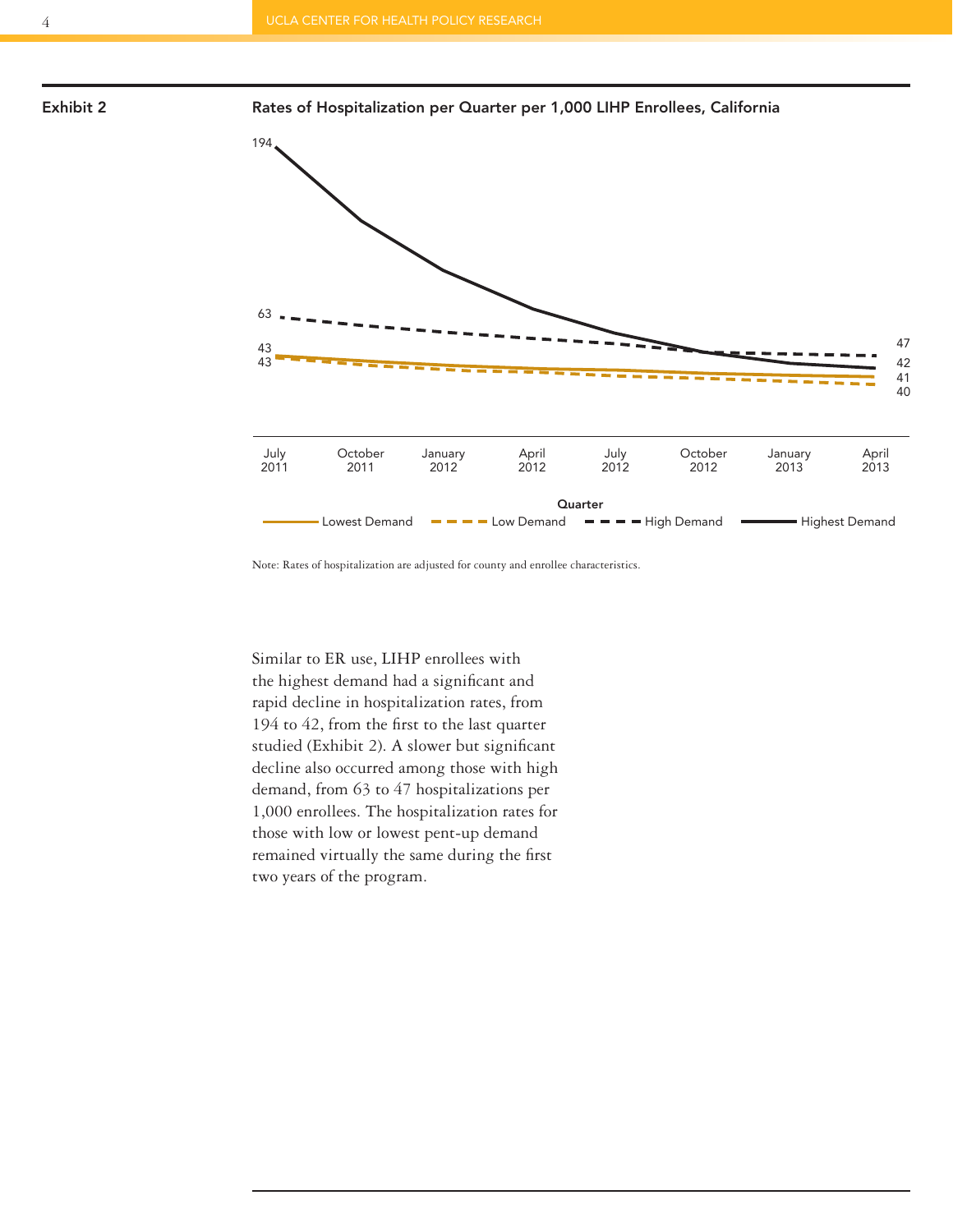**Exhibit 2**

**Rates of Hospitalization per Quarter per 1,000 LIHP Enrollees, California**

| Quarter | July 2011 | April 2013 |
|---|---|---|
| Lowest Demand | 43 | 41 |
| Low Demand | 43 | 40 |
| High Demand | 63 | 47 |
| Highest Demand | 194 | 42 |

Quarter: July 2011, October 2011, January 2012, April 2012, July 2012, October 2012, January 2013, April 2013

Note: Rates of hospitalization are adjusted for county and enrollee characteristics.

Similar to ER use, LIHP enrollees with the highest demand had a significant and rapid decline in hospitalization rates, from 194 to 42, from the first to the last quarter studied (Exhibit 2). A slower but significant decline also occurred among those with high demand, from 63 to 47 hospitalizations per 1,000 enrollees. The hospitalization rates for those with low or lowest pent-up demand remained virtually the same during the first two years of the program.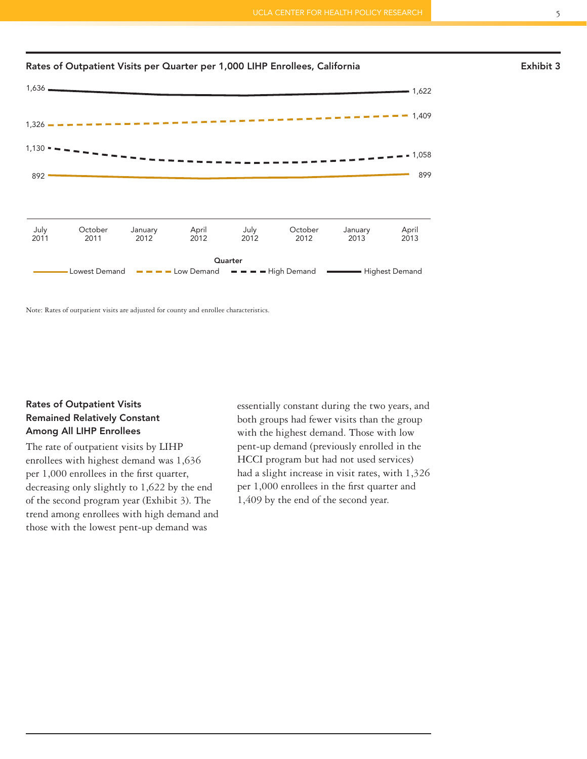**Rates of Outpatient Visits per Quarter per 1,000 LIHP Enrollees, California** — **Exhibit 3**

| Series | July 2011 | April 2013 |
|---|---|---|
| Highest Demand | 1,636 | 1,622 |
| Low Demand | 1,326 | 1,409 |
| High Demand | 1,130 | 1,058 |
| Lowest Demand | 892 | 899 |

Quarter: July 2011, October 2011, January 2012, April 2012, July 2012, October 2012, January 2013, April 2013

Note: Rates of outpatient visits are adjusted for county and enrollee characteristics.

### Rates of Outpatient Visits Remained Relatively Constant Among All LIHP Enrollees

The rate of outpatient visits by LIHP enrollees with highest demand was 1,636 per 1,000 enrollees in the first quarter, decreasing only slightly to 1,622 by the end of the second program year (Exhibit 3). The trend among enrollees with high demand and those with the lowest pent-up demand was essentially constant during the two years, and both groups had fewer visits than the group with the highest demand. Those with low pent-up demand (previously enrolled in the HCCI program but had not used services) had a slight increase in visit rates, with 1,326 per 1,000 enrollees in the first quarter and 1,409 by the end of the second year.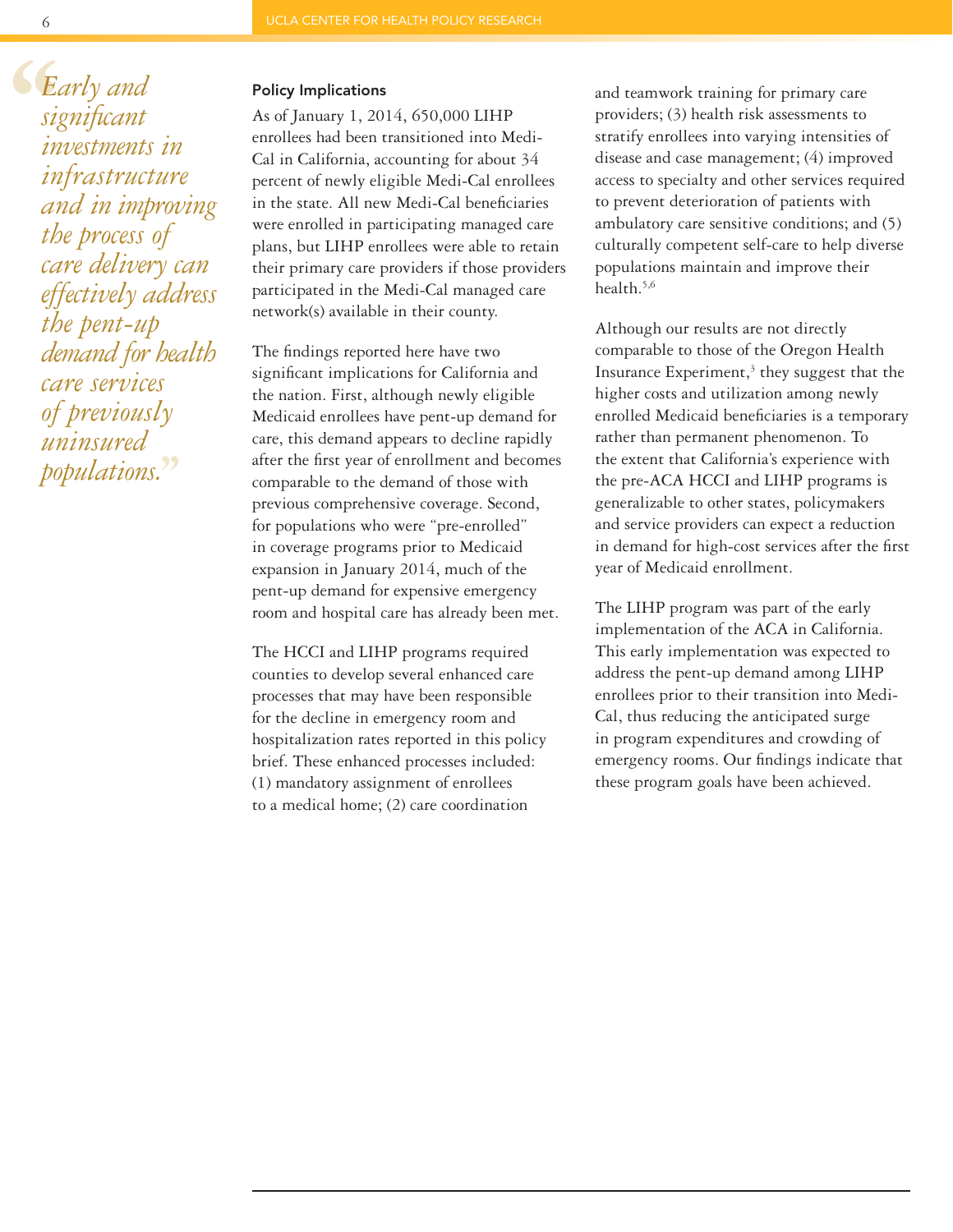> *"Early and significant investments in infrastructure and in improving the process of care delivery can effectively address the pent-up demand for health care services of previously uninsured populations."*

### Policy Implications

As of January 1, 2014, 650,000 LIHP enrollees had been transitioned into Medi-Cal in California, accounting for about 34 percent of newly eligible Medi-Cal enrollees in the state. All new Medi-Cal beneficiaries were enrolled in participating managed care plans, but LIHP enrollees were able to retain their primary care providers if those providers participated in the Medi-Cal managed care network(s) available in their county.

The findings reported here have two significant implications for California and the nation. First, although newly eligible Medicaid enrollees have pent-up demand for care, this demand appears to decline rapidly after the first year of enrollment and becomes comparable to the demand of those with previous comprehensive coverage. Second, for populations who were "pre-enrolled" in coverage programs prior to Medicaid expansion in January 2014, much of the pent-up demand for expensive emergency room and hospital care has already been met.

The HCCI and LIHP programs required counties to develop several enhanced care processes that may have been responsible for the decline in emergency room and hospitalization rates reported in this policy brief. These enhanced processes included: (1) mandatory assignment of enrollees to a medical home; (2) care coordination and teamwork training for primary care providers; (3) health risk assessments to stratify enrollees into varying intensities of disease and case management; (4) improved access to specialty and other services required to prevent deterioration of patients with ambulatory care sensitive conditions; and (5) culturally competent self-care to help diverse populations maintain and improve their health.[5,6]

Although our results are not directly comparable to those of the Oregon Health Insurance Experiment,[3] they suggest that the higher costs and utilization among newly enrolled Medicaid beneficiaries is a temporary rather than permanent phenomenon. To the extent that California's experience with the pre-ACA HCCI and LIHP programs is generalizable to other states, policymakers and service providers can expect a reduction in demand for high-cost services after the first year of Medicaid enrollment.

The LIHP program was part of the early implementation of the ACA in California. This early implementation was expected to address the pent-up demand among LIHP enrollees prior to their transition into Medi-Cal, thus reducing the anticipated surge in program expenditures and crowding of emergency rooms. Our findings indicate that these program goals have been achieved.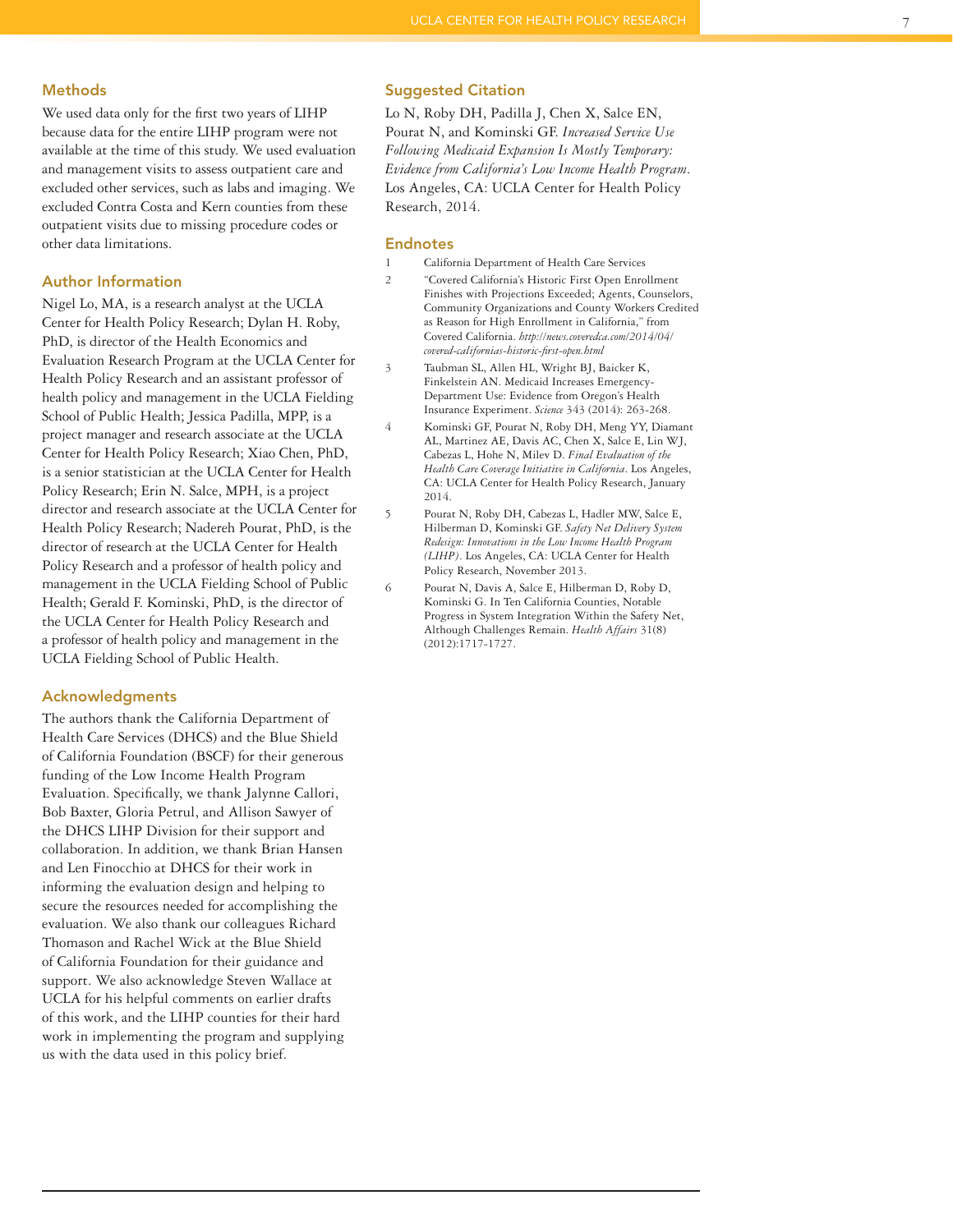## Methods

We used data only for the first two years of LIHP because data for the entire LIHP program were not available at the time of this study. We used evaluation and management visits to assess outpatient care and excluded other services, such as labs and imaging. We excluded Contra Costa and Kern counties from these outpatient visits due to missing procedure codes or other data limitations.

## Author Information

Nigel Lo, MA, is a research analyst at the UCLA Center for Health Policy Research; Dylan H. Roby, PhD, is director of the Health Economics and Evaluation Research Program at the UCLA Center for Health Policy Research and an assistant professor of health policy and management in the UCLA Fielding School of Public Health; Jessica Padilla, MPP, is a project manager and research associate at the UCLA Center for Health Policy Research; Xiao Chen, PhD, is a senior statistician at the UCLA Center for Health Policy Research; Erin N. Salce, MPH, is a project director and research associate at the UCLA Center for Health Policy Research; Nadereh Pourat, PhD, is the director of research at the UCLA Center for Health Policy Research and a professor of health policy and management in the UCLA Fielding School of Public Health; Gerald F. Kominski, PhD, is the director of the UCLA Center for Health Policy Research and a professor of health policy and management in the UCLA Fielding School of Public Health.

## Acknowledgments

The authors thank the California Department of Health Care Services (DHCS) and the Blue Shield of California Foundation (BSCF) for their generous funding of the Low Income Health Program Evaluation. Specifically, we thank Jalynne Callori, Bob Baxter, Gloria Petrul, and Allison Sawyer of the DHCS LIHP Division for their support and collaboration. In addition, we thank Brian Hansen and Len Finocchio at DHCS for their work in informing the evaluation design and helping to secure the resources needed for accomplishing the evaluation. We also thank our colleagues Richard Thomason and Rachel Wick at the Blue Shield of California Foundation for their guidance and support. We also acknowledge Steven Wallace at UCLA for his helpful comments on earlier drafts of this work, and the LIHP counties for their hard work in implementing the program and supplying us with the data used in this policy brief.

## Suggested Citation

Lo N, Roby DH, Padilla J, Chen X, Salce EN, Pourat N, and Kominski GF. *Increased Service Use Following Medicaid Expansion Is Mostly Temporary: Evidence from California's Low Income Health Program*. Los Angeles, CA: UCLA Center for Health Policy Research, 2014.

## Endnotes

1. California Department of Health Care Services
2. "Covered California's Historic First Open Enrollment Finishes with Projections Exceeded; Agents, Counselors, Community Organizations and County Workers Credited as Reason for High Enrollment in California," from Covered California. *http://news.coveredca.com/2014/04/covered-californias-historic-first-open.html*
3. Taubman SL, Allen HL, Wright BJ, Baicker K, Finkelstein AN. Medicaid Increases Emergency-Department Use: Evidence from Oregon's Health Insurance Experiment. *Science* 343 (2014): 263-268.
4. Kominski GF, Pourat N, Roby DH, Meng YY, Diamant AL, Martinez AE, Davis AC, Chen X, Salce E, Lin WJ, Cabezas L, Hohe N, Milev D. *Final Evaluation of the Health Care Coverage Initiative in California*. Los Angeles, CA: UCLA Center for Health Policy Research, January 2014.
5. Pourat N, Roby DH, Cabezas L, Hadler MW, Salce E, Hilberman D, Kominski GF. *Safety Net Delivery System Redesign: Innovations in the Low Income Health Program (LIHP)*. Los Angeles, CA: UCLA Center for Health Policy Research, November 2013.
6. Pourat N, Davis A, Salce E, Hilberman D, Roby D, Kominski G. In Ten California Counties, Notable Progress in System Integration Within the Safety Net, Although Challenges Remain. *Health Affairs* 31(8) (2012):1717-1727.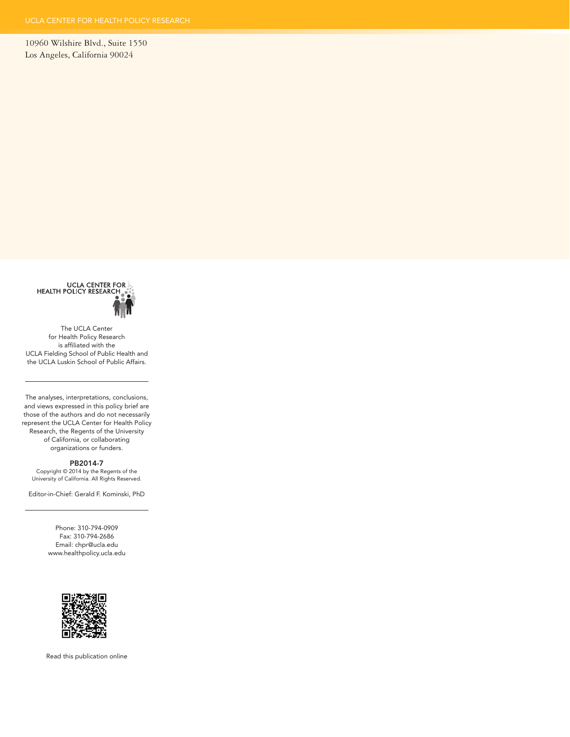10960 Wilshire Blvd., Suite 1550
Los Angeles, California 90024

UCLA CENTER FOR HEALTH POLICY RESEARCH

The UCLA Center for Health Policy Research is affiliated with the UCLA Fielding School of Public Health and the UCLA Luskin School of Public Affairs.

The analyses, interpretations, conclusions, and views expressed in this policy brief are those of the authors and do not necessarily represent the UCLA Center for Health Policy Research, the Regents of the University of California, or collaborating organizations or funders.

**PB2014-7**
Copyright © 2014 by the Regents of the University of California. All Rights Reserved.

Editor-in-Chief: Gerald F. Kominski, PhD

Phone: 310-794-0909
Fax: 310-794-2686
Email: chpr@ucla.edu
www.healthpolicy.ucla.edu

Read this publication online